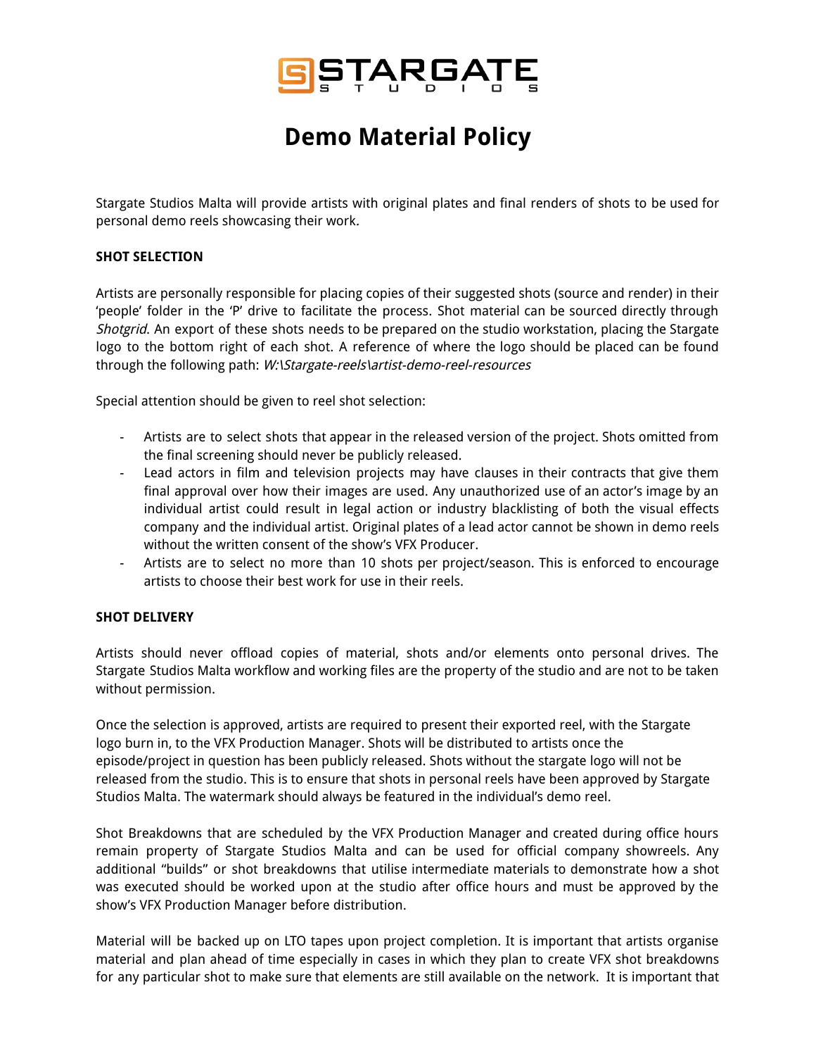# Demo Material Policy

Stargate Studios Malta will provide artists with original plates and final renders of shots to be used for personal demo reels showcasing their work.

**SHOT SELECTION**

Artists are personally responsible for placing copies of their suggested shots (source and render) in their 'people' folder in the 'P' drive to facilitate the process. Shot material can be sourced directly through *Shotgrid*. An export of these shots needs to be prepared on the studio workstation, placing the Stargate logo to the bottom right of each shot. A reference of where the logo should be placed can be found through the following path: *W:\Stargate-reels\artist-demo-reel-resources*

Special attention should be given to reel shot selection:

- Artists are to select shots that appear in the released version of the project. Shots omitted from the final screening should never be publicly released.
- Lead actors in film and television projects may have clauses in their contracts that give them final approval over how their images are used. Any unauthorized use of an actor's image by an individual artist could result in legal action or industry blacklisting of both the visual effects company and the individual artist. Original plates of a lead actor cannot be shown in demo reels without the written consent of the show's VFX Producer.
- Artists are to select no more than 10 shots per project/season. This is enforced to encourage artists to choose their best work for use in their reels.

**SHOT DELIVERY**

Artists should never offload copies of material, shots and/or elements onto personal drives. The Stargate Studios Malta workflow and working files are the property of the studio and are not to be taken without permission.

Once the selection is approved, artists are required to present their exported reel, with the Stargate logo burn in, to the VFX Production Manager. Shots will be distributed to artists once the episode/project in question has been publicly released. Shots without the stargate logo will not be released from the studio. This is to ensure that shots in personal reels have been approved by Stargate Studios Malta. The watermark should always be featured in the individual's demo reel.

Shot Breakdowns that are scheduled by the VFX Production Manager and created during office hours remain property of Stargate Studios Malta and can be used for official company showreels. Any additional "builds" or shot breakdowns that utilise intermediate materials to demonstrate how a shot was executed should be worked upon at the studio after office hours and must be approved by the show's VFX Production Manager before distribution.

Material will be backed up on LTO tapes upon project completion. It is important that artists organise material and plan ahead of time especially in cases in which they plan to create VFX shot breakdowns for any particular shot to make sure that elements are still available on the network. It is important that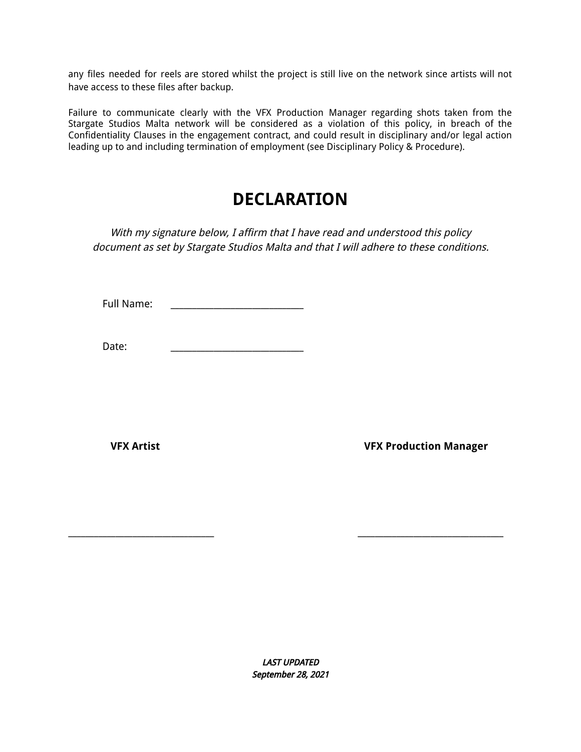any files needed for reels are stored whilst the project is still live on the network since artists will not have access to these files after backup.

Failure to communicate clearly with the VFX Production Manager regarding shots taken from the Stargate Studios Malta network will be considered as a violation of this policy, in breach of the Confidentiality Clauses in the engagement contract, and could result in disciplinary and/or legal action leading up to and including termination of employment (see Disciplinary Policy & Procedure).

# DECLARATION

*With my signature below, I affirm that I have read and understood this policy document as set by Stargate Studios Malta and that I will adhere to these conditions.*

Full Name: ____________________________

Date: ____________________________

**VFX Artist**

_______________________________

**VFX Production Manager**

_______________________________

***LAST UPDATED***
***September 28, 2021***